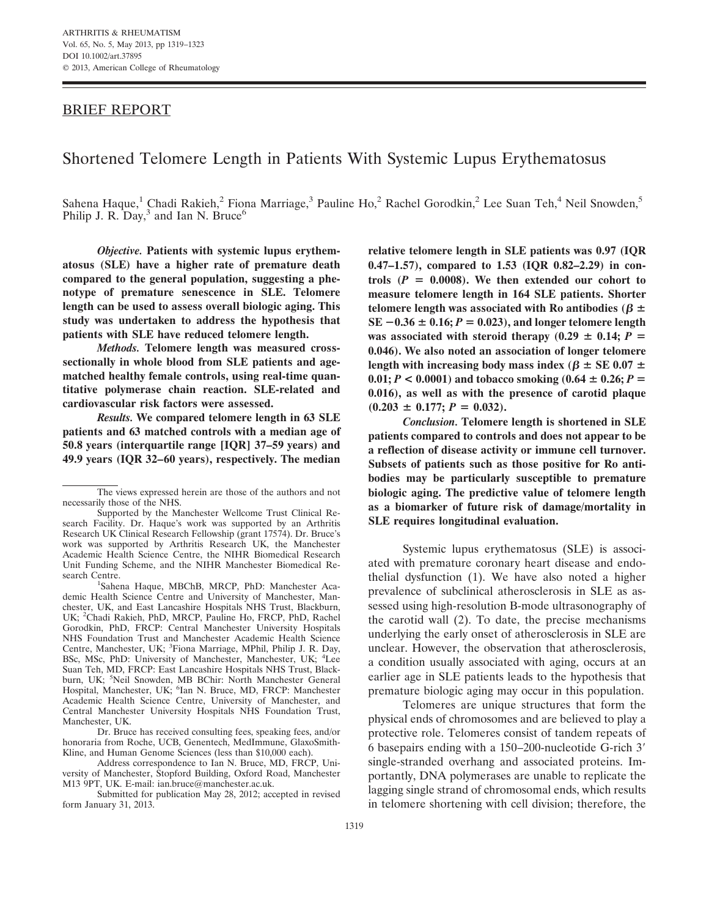## BRIEF REPORT

# Shortened Telomere Length in Patients With Systemic Lupus Erythematosus

Sahena Haque,[1] Chadi Rakieh,[2] Fiona Marriage,[3] Pauline Ho,[2] Rachel Gorodkin,[2] Lee Suan Teh,[4] Neil Snowden,[5] Philip J. R. Day,[3] and Ian N. Bruce[6]

***Objective.*** **Patients with systemic lupus erythematosus (SLE) have a higher rate of premature death compared to the general population, suggesting a phenotype of premature senescence in SLE. Telomere length can be used to assess overall biologic aging. This study was undertaken to address the hypothesis that patients with SLE have reduced telomere length.**

***Methods.*** **Telomere length was measured cross-sectionally in whole blood from SLE patients and age-matched healthy female controls, using real-time quantitative polymerase chain reaction. SLE-related and cardiovascular risk factors were assessed.**

***Results.*** **We compared telomere length in 63 SLE patients and 63 matched controls with a median age of 50.8 years (interquartile range [IQR] 37–59 years) and 49.9 years (IQR 32–60 years), respectively. The median relative telomere length in SLE patients was 0.97 (IQR 0.47–1.57), compared to 1.53 (IQR 0.82–2.29) in controls ($P = 0.0008$). We then extended our cohort to measure telomere length in 164 SLE patients. Shorter telomere length was associated with Ro antibodies ($\beta \pm$ SE $-0.36 \pm 0.16$; $P = 0.023$), and longer telomere length was associated with steroid therapy ($0.29 \pm 0.14$; $P = 0.046$). We also noted an association of longer telomere length with increasing body mass index ($\beta \pm$ SE $0.07 \pm 0.01$; $P < 0.0001$) and tobacco smoking ($0.64 \pm 0.26$; $P = 0.016$), as well as with the presence of carotid plaque ($0.203 \pm 0.177$; $P = 0.032$).**

***Conclusion.*** **Telomere length is shortened in SLE patients compared to controls and does not appear to be a reflection of disease activity or immune cell turnover. Subsets of patients such as those positive for Ro antibodies may be particularly susceptible to premature biologic aging. The predictive value of telomere length as a biomarker of future risk of damage/mortality in SLE requires longitudinal evaluation.**

Systemic lupus erythematosus (SLE) is associated with premature coronary heart disease and endothelial dysfunction (1). We have also noted a higher prevalence of subclinical atherosclerosis in SLE as assessed using high-resolution B-mode ultrasonography of the carotid wall (2). To date, the precise mechanisms underlying the early onset of atherosclerosis in SLE are unclear. However, the observation that atherosclerosis, a condition usually associated with aging, occurs at an earlier age in SLE patients leads to the hypothesis that premature biologic aging may occur in this population.

Telomeres are unique structures that form the physical ends of chromosomes and are believed to play a protective role. Telomeres consist of tandem repeats of 6 basepairs ending with a 150–200-nucleotide G-rich 3′ single-stranded overhang and associated proteins. Importantly, DNA polymerases are unable to replicate the lagging single strand of chromosomal ends, which results in telomere shortening with cell division; therefore, the

---

The views expressed herein are those of the authors and not necessarily those of the NHS.

Supported by the Manchester Wellcome Trust Clinical Research Facility. Dr. Haque's work was supported by an Arthritis Research UK Clinical Research Fellowship (grant 17574). Dr. Bruce's work was supported by Arthritis Research UK, the Manchester Academic Health Science Centre, the NIHR Biomedical Research Unit Funding Scheme, and the NIHR Manchester Biomedical Research Centre.

[1]Sahena Haque, MBChB, MRCP, PhD: Manchester Academic Health Science Centre and University of Manchester, Manchester, UK, and East Lancashire Hospitals NHS Trust, Blackburn, UK; [2]Chadi Rakieh, PhD, MRCP, Pauline Ho, FRCP, PhD, Rachel Gorodkin, PhD, FRCP: Central Manchester University Hospitals NHS Foundation Trust and Manchester Academic Health Science Centre, Manchester, UK; [3]Fiona Marriage, MPhil, Philip J. R. Day, BSc, MSc, PhD: University of Manchester, Manchester, UK; [4]Lee Suan Teh, MD, FRCP: East Lancashire Hospitals NHS Trust, Blackburn, UK; [5]Neil Snowden, MB BChir: North Manchester General Hospital, Manchester, UK; [6]Ian N. Bruce, MD, FRCP: Manchester Academic Health Science Centre, University of Manchester, and Central Manchester University Hospitals NHS Foundation Trust, Manchester, UK.

Dr. Bruce has received consulting fees, speaking fees, and/or honoraria from Roche, UCB, Genentech, MedImmune, GlaxoSmithKline, and Human Genome Sciences (less than $10,000 each).

Address correspondence to Ian N. Bruce, MD, FRCP, University of Manchester, Stopford Building, Oxford Road, Manchester M13 9PT, UK. E-mail: ian.bruce@manchester.ac.uk.

Submitted for publication May 28, 2012; accepted in revised form January 31, 2013.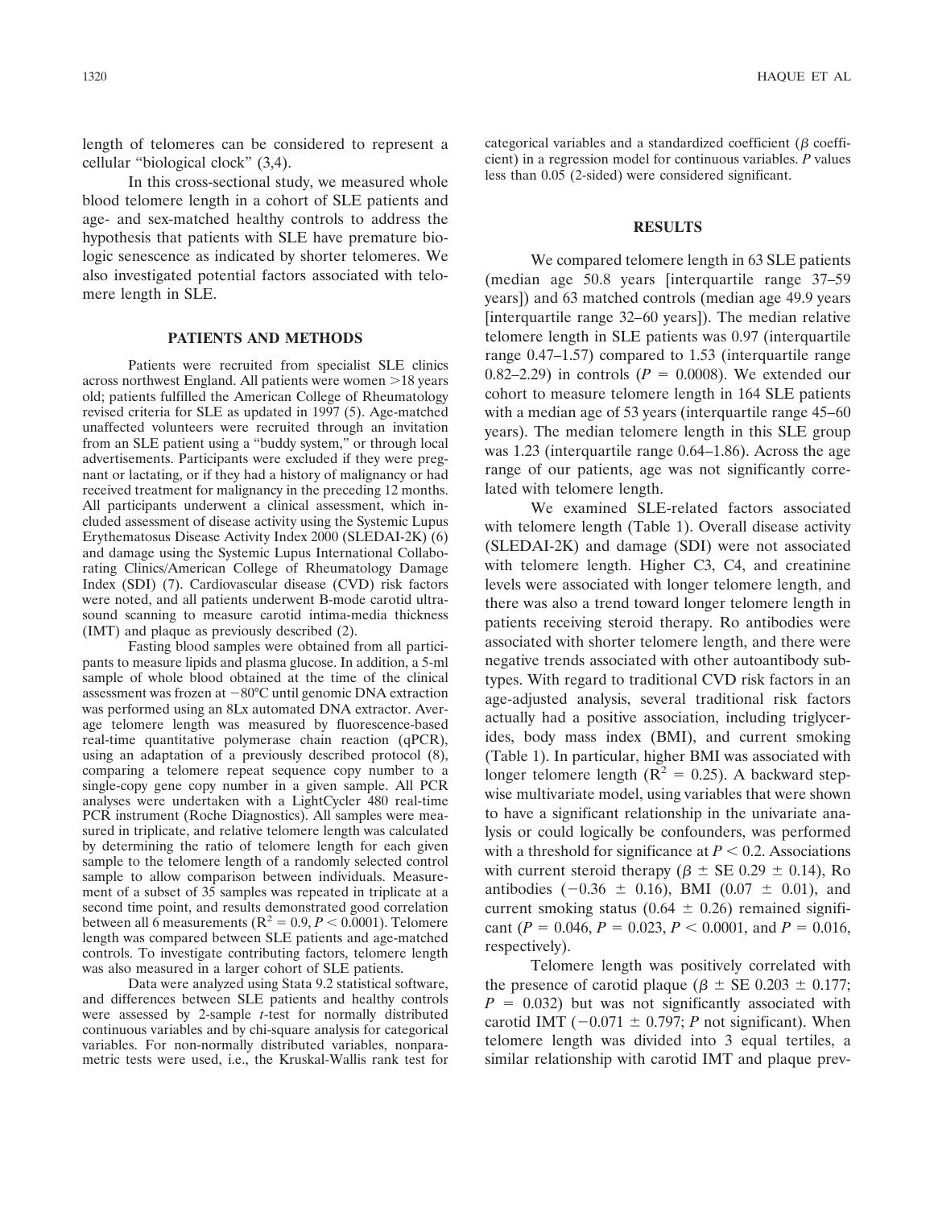length of telomeres can be considered to represent a cellular "biological clock" (3,4).

In this cross-sectional study, we measured whole blood telomere length in a cohort of SLE patients and age- and sex-matched healthy controls to address the hypothesis that patients with SLE have premature biologic senescence as indicated by shorter telomeres. We also investigated potential factors associated with telomere length in SLE.

## PATIENTS AND METHODS

Patients were recruited from specialist SLE clinics across northwest England. All patients were women >18 years old; patients fulfilled the American College of Rheumatology revised criteria for SLE as updated in 1997 (5). Age-matched unaffected volunteers were recruited through an invitation from an SLE patient using a "buddy system," or through local advertisements. Participants were excluded if they were pregnant or lactating, or if they had a history of malignancy or had received treatment for malignancy in the preceding 12 months. All participants underwent a clinical assessment, which included assessment of disease activity using the Systemic Lupus Erythematosus Disease Activity Index 2000 (SLEDAI-2K) (6) and damage using the Systemic Lupus International Collaborating Clinics/American College of Rheumatology Damage Index (SDI) (7). Cardiovascular disease (CVD) risk factors were noted, and all patients underwent B-mode carotid ultrasound scanning to measure carotid intima-media thickness (IMT) and plaque as previously described (2).

Fasting blood samples were obtained from all participants to measure lipids and plasma glucose. In addition, a 5-ml sample of whole blood obtained at the time of the clinical assessment was frozen at −80°C until genomic DNA extraction was performed using an 8Lx automated DNA extractor. Average telomere length was measured by fluorescence-based real-time quantitative polymerase chain reaction (qPCR), using an adaptation of a previously described protocol (8), comparing a telomere repeat sequence copy number to a single-copy gene copy number in a given sample. All PCR analyses were undertaken with a LightCycler 480 real-time PCR instrument (Roche Diagnostics). All samples were measured in triplicate, and relative telomere length was calculated by determining the ratio of telomere length for each given sample to the telomere length of a randomly selected control sample to allow comparison between individuals. Measurement of a subset of 35 samples was repeated in triplicate at a second time point, and results demonstrated good correlation between all 6 measurements ($R^2 = 0.9$, $P < 0.0001$). Telomere length was compared between SLE patients and age-matched controls. To investigate contributing factors, telomere length was also measured in a larger cohort of SLE patients.

Data were analyzed using Stata 9.2 statistical software, and differences between SLE patients and healthy controls were assessed by 2-sample *t*-test for normally distributed continuous variables and by chi-square analysis for categorical variables. For non-normally distributed variables, nonparametric tests were used, i.e., the Kruskal-Wallis rank test for categorical variables and a standardized coefficient ($\beta$ coefficient) in a regression model for continuous variables. *P* values less than 0.05 (2-sided) were considered significant.

## RESULTS

We compared telomere length in 63 SLE patients (median age 50.8 years [interquartile range 37–59 years]) and 63 matched controls (median age 49.9 years [interquartile range 32–60 years]). The median relative telomere length in SLE patients was 0.97 (interquartile range 0.47–1.57) compared to 1.53 (interquartile range 0.82–2.29) in controls ($P = 0.0008$). We extended our cohort to measure telomere length in 164 SLE patients with a median age of 53 years (interquartile range 45–60 years). The median telomere length in this SLE group was 1.23 (interquartile range 0.64–1.86). Across the age range of our patients, age was not significantly correlated with telomere length.

We examined SLE-related factors associated with telomere length (Table 1). Overall disease activity (SLEDAI-2K) and damage (SDI) were not associated with telomere length. Higher C3, C4, and creatinine levels were associated with longer telomere length, and there was also a trend toward longer telomere length in patients receiving steroid therapy. Ro antibodies were associated with shorter telomere length, and there were negative trends associated with other autoantibody subtypes. With regard to traditional CVD risk factors in an age-adjusted analysis, several traditional risk factors actually had a positive association, including triglycerides, body mass index (BMI), and current smoking (Table 1). In particular, higher BMI was associated with longer telomere length ($R^2 = 0.25$). A backward stepwise multivariate model, using variables that were shown to have a significant relationship in the univariate analysis or could logically be confounders, was performed with a threshold for significance at $P < 0.2$. Associations with current steroid therapy ($\beta \pm$ SE $0.29 \pm 0.14$), Ro antibodies ($-0.36 \pm 0.16$), BMI ($0.07 \pm 0.01$), and current smoking status ($0.64 \pm 0.26$) remained significant ($P = 0.046$, $P = 0.023$, $P < 0.0001$, and $P = 0.016$, respectively).

Telomere length was positively correlated with the presence of carotid plaque ($\beta \pm$ SE $0.203 \pm 0.177$; $P = 0.032$) but was not significantly associated with carotid IMT ($-0.071 \pm 0.797$; *P* not significant). When telomere length was divided into 3 equal tertiles, a similar relationship with carotid IMT and plaque prev-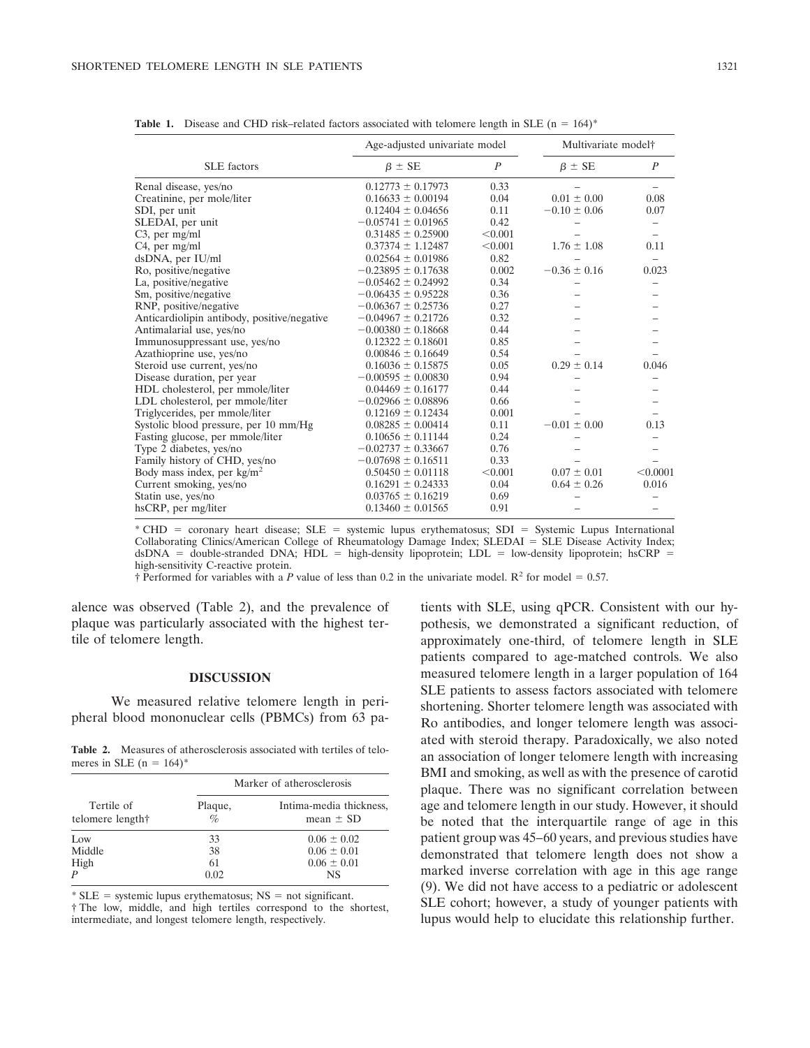**Table 1.** Disease and CHD risk–related factors associated with telomere length in SLE (n = 164)*

| SLE factors | Age-adjusted univariate model | | Multivariate model† | |
|---|---|---|---|---|
| | $\beta \pm$ SE | $P$ | $\beta \pm$ SE | $P$ |
| Renal disease, yes/no | 0.12773 ± 0.17973 | 0.33 | – | – |
| Creatinine, per mole/liter | 0.16633 ± 0.00194 | 0.04 | 0.01 ± 0.00 | 0.08 |
| SDI, per unit | 0.12404 ± 0.04656 | 0.11 | −0.10 ± 0.06 | 0.07 |
| SLEDAI, per unit | −0.05741 ± 0.01965 | 0.42 | – | – |
| C3, per mg/ml | 0.31485 ± 0.25900 | <0.001 | – | – |
| C4, per mg/ml | 0.37374 ± 1.12487 | <0.001 | 1.76 ± 1.08 | 0.11 |
| dsDNA, per IU/ml | 0.02564 ± 0.01986 | 0.82 | – | – |
| Ro, positive/negative | −0.23895 ± 0.17638 | 0.002 | −0.36 ± 0.16 | 0.023 |
| La, positive/negative | −0.05462 ± 0.24992 | 0.34 | – | – |
| Sm, positive/negative | −0.06435 ± 0.95228 | 0.36 | – | – |
| RNP, positive/negative | −0.06367 ± 0.25736 | 0.27 | – | – |
| Anticardiolipin antibody, positive/negative | −0.04967 ± 0.21726 | 0.32 | – | – |
| Antimalarial use, yes/no | −0.00380 ± 0.18668 | 0.44 | – | – |
| Immunosuppressant use, yes/no | 0.12322 ± 0.18601 | 0.85 | – | – |
| Azathioprine use, yes/no | 0.00846 ± 0.16649 | 0.54 | – | – |
| Steroid use current, yes/no | 0.16036 ± 0.15875 | 0.05 | 0.29 ± 0.14 | 0.046 |
| Disease duration, per year | −0.00595 ± 0.00830 | 0.94 | – | – |
| HDL cholesterol, per mmole/liter | 0.04469 ± 0.16177 | 0.44 | – | – |
| LDL cholesterol, per mmole/liter | −0.02966 ± 0.08896 | 0.66 | – | – |
| Triglycerides, per mmole/liter | 0.12169 ± 0.12434 | 0.001 | – | – |
| Systolic blood pressure, per 10 mm/Hg | 0.08285 ± 0.00414 | 0.11 | −0.01 ± 0.00 | 0.13 |
| Fasting glucose, per mmole/liter | 0.10656 ± 0.11144 | 0.24 | – | – |
| Type 2 diabetes, yes/no | −0.02737 ± 0.33667 | 0.76 | – | – |
| Family history of CHD, yes/no | −0.07698 ± 0.16511 | 0.33 | – | – |
| Body mass index, per kg/m$^2$ | 0.50450 ± 0.01118 | <0.001 | 0.07 ± 0.01 | <0.0001 |
| Current smoking, yes/no | 0.16291 ± 0.24333 | 0.04 | 0.64 ± 0.26 | 0.016 |
| Statin use, yes/no | 0.03765 ± 0.16219 | 0.69 | – | – |
| hsCRP, per mg/liter | 0.13460 ± 0.01565 | 0.91 | – | – |

* CHD = coronary heart disease; SLE = systemic lupus erythematosus; SDI = Systemic Lupus International Collaborating Clinics/American College of Rheumatology Damage Index; SLEDAI = SLE Disease Activity Index; dsDNA = double-stranded DNA; HDL = high-density lipoprotein; LDL = low-density lipoprotein; hsCRP = high-sensitivity C-reactive protein.

† Performed for variables with a $P$ value of less than 0.2 in the univariate model. $R^2$ for model = 0.57.

alence was observed (Table 2), and the prevalence of plaque was particularly associated with the highest tertile of telomere length.

## DISCUSSION

We measured relative telomere length in peripheral blood mononuclear cells (PBMCs) from 63 patients with SLE, using qPCR. Consistent with our hypothesis, we demonstrated a significant reduction, of approximately one-third, of telomere length in SLE patients compared to age-matched controls. We also measured telomere length in a larger population of 164 SLE patients to assess factors associated with telomere shortening. Shorter telomere length was associated with Ro antibodies, and longer telomere length was associated with steroid therapy. Paradoxically, we also noted an association of longer telomere length with increasing BMI and smoking, as well as with the presence of carotid plaque. There was no significant correlation between age and telomere length in our study. However, it should be noted that the interquartile range of age in this patient group was 45–60 years, and previous studies have demonstrated that telomere length does not show a marked inverse correlation with age in this age range (9). We did not have access to a pediatric or adolescent SLE cohort; however, a study of younger patients with lupus would help to elucidate this relationship further.

**Table 2.** Measures of atherosclerosis associated with tertiles of telomeres in SLE (n = 164)*

| Tertile of telomere length† | Marker of atherosclerosis | |
|---|---|---|
| | Plaque, % | Intima-media thickness, mean ± SD |
| Low | 33 | 0.06 ± 0.02 |
| Middle | 38 | 0.06 ± 0.01 |
| High | 61 | 0.06 ± 0.01 |
| $P$ | 0.02 | NS |

* SLE = systemic lupus erythematosus; NS = not significant.

† The low, middle, and high tertiles correspond to the shortest, intermediate, and longest telomere length, respectively.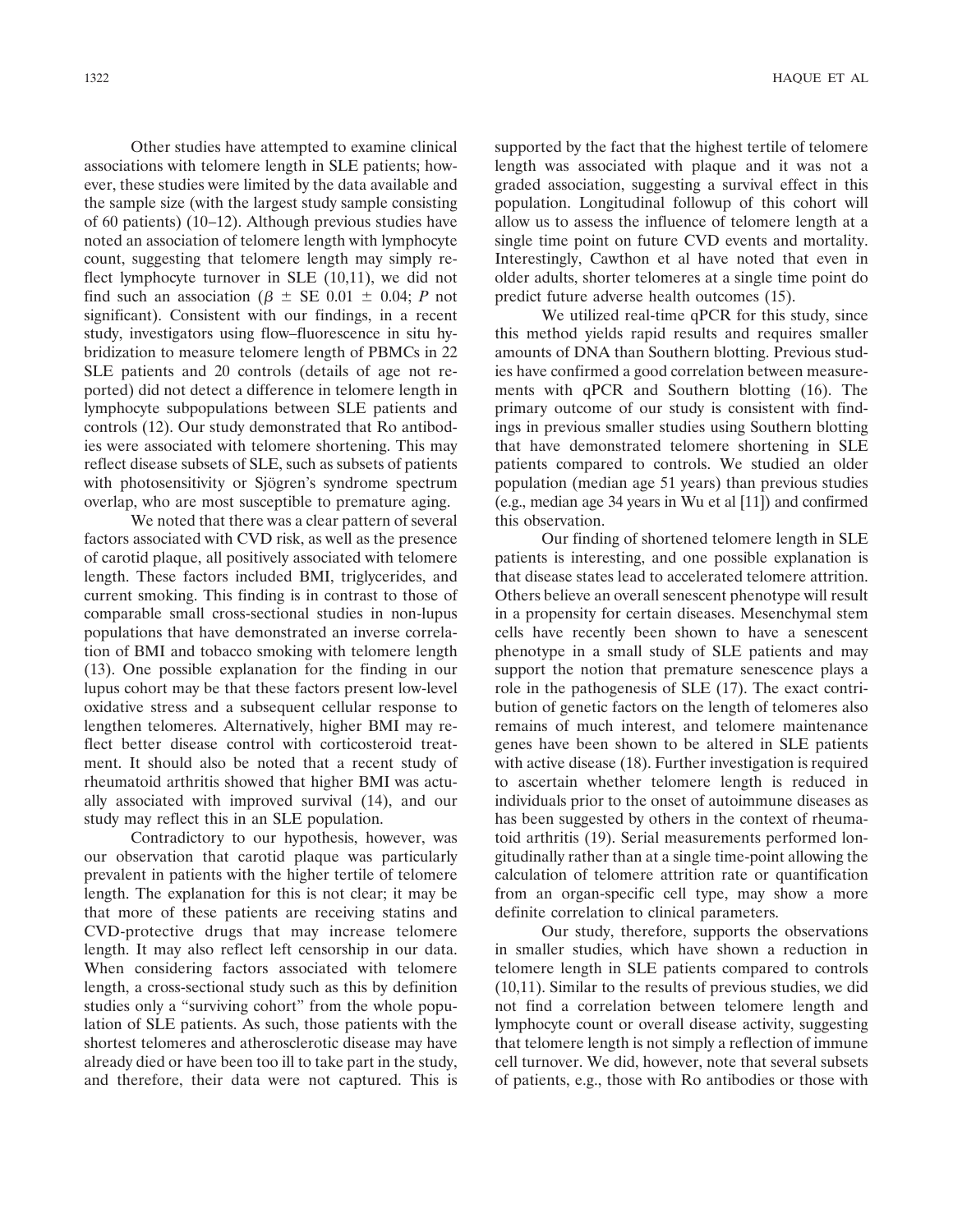Other studies have attempted to examine clinical associations with telomere length in SLE patients; however, these studies were limited by the data available and the sample size (with the largest study sample consisting of 60 patients) (10–12). Although previous studies have noted an association of telomere length with lymphocyte count, suggesting that telomere length may simply reflect lymphocyte turnover in SLE (10,11), we did not find such an association ($\beta \pm$ SE 0.01 $\pm$ 0.04; *P* not significant). Consistent with our findings, in a recent study, investigators using flow–fluorescence in situ hybridization to measure telomere length of PBMCs in 22 SLE patients and 20 controls (details of age not reported) did not detect a difference in telomere length in lymphocyte subpopulations between SLE patients and controls (12). Our study demonstrated that Ro antibodies were associated with telomere shortening. This may reflect disease subsets of SLE, such as subsets of patients with photosensitivity or Sjögren's syndrome spectrum overlap, who are most susceptible to premature aging.

We noted that there was a clear pattern of several factors associated with CVD risk, as well as the presence of carotid plaque, all positively associated with telomere length. These factors included BMI, triglycerides, and current smoking. This finding is in contrast to those of comparable small cross-sectional studies in non-lupus populations that have demonstrated an inverse correlation of BMI and tobacco smoking with telomere length (13). One possible explanation for the finding in our lupus cohort may be that these factors present low-level oxidative stress and a subsequent cellular response to lengthen telomeres. Alternatively, higher BMI may reflect better disease control with corticosteroid treatment. It should also be noted that a recent study of rheumatoid arthritis showed that higher BMI was actually associated with improved survival (14), and our study may reflect this in an SLE population.

Contradictory to our hypothesis, however, was our observation that carotid plaque was particularly prevalent in patients with the higher tertile of telomere length. The explanation for this is not clear; it may be that more of these patients are receiving statins and CVD-protective drugs that may increase telomere length. It may also reflect left censorship in our data. When considering factors associated with telomere length, a cross-sectional study such as this by definition studies only a "surviving cohort" from the whole population of SLE patients. As such, those patients with the shortest telomeres and atherosclerotic disease may have already died or have been too ill to take part in the study, and therefore, their data were not captured. This is supported by the fact that the highest tertile of telomere length was associated with plaque and it was not a graded association, suggesting a survival effect in this population. Longitudinal followup of this cohort will allow us to assess the influence of telomere length at a single time point on future CVD events and mortality. Interestingly, Cawthon et al have noted that even in older adults, shorter telomeres at a single time point do predict future adverse health outcomes (15).

We utilized real-time qPCR for this study, since this method yields rapid results and requires smaller amounts of DNA than Southern blotting. Previous studies have confirmed a good correlation between measurements with qPCR and Southern blotting (16). The primary outcome of our study is consistent with findings in previous smaller studies using Southern blotting that have demonstrated telomere shortening in SLE patients compared to controls. We studied an older population (median age 51 years) than previous studies (e.g., median age 34 years in Wu et al [11]) and confirmed this observation.

Our finding of shortened telomere length in SLE patients is interesting, and one possible explanation is that disease states lead to accelerated telomere attrition. Others believe an overall senescent phenotype will result in a propensity for certain diseases. Mesenchymal stem cells have recently been shown to have a senescent phenotype in a small study of SLE patients and may support the notion that premature senescence plays a role in the pathogenesis of SLE (17). The exact contribution of genetic factors on the length of telomeres also remains of much interest, and telomere maintenance genes have been shown to be altered in SLE patients with active disease (18). Further investigation is required to ascertain whether telomere length is reduced in individuals prior to the onset of autoimmune diseases as has been suggested by others in the context of rheumatoid arthritis (19). Serial measurements performed longitudinally rather than at a single time-point allowing the calculation of telomere attrition rate or quantification from an organ-specific cell type, may show a more definite correlation to clinical parameters.

Our study, therefore, supports the observations in smaller studies, which have shown a reduction in telomere length in SLE patients compared to controls (10,11). Similar to the results of previous studies, we did not find a correlation between telomere length and lymphocyte count or overall disease activity, suggesting that telomere length is not simply a reflection of immune cell turnover. We did, however, note that several subsets of patients, e.g., those with Ro antibodies or those with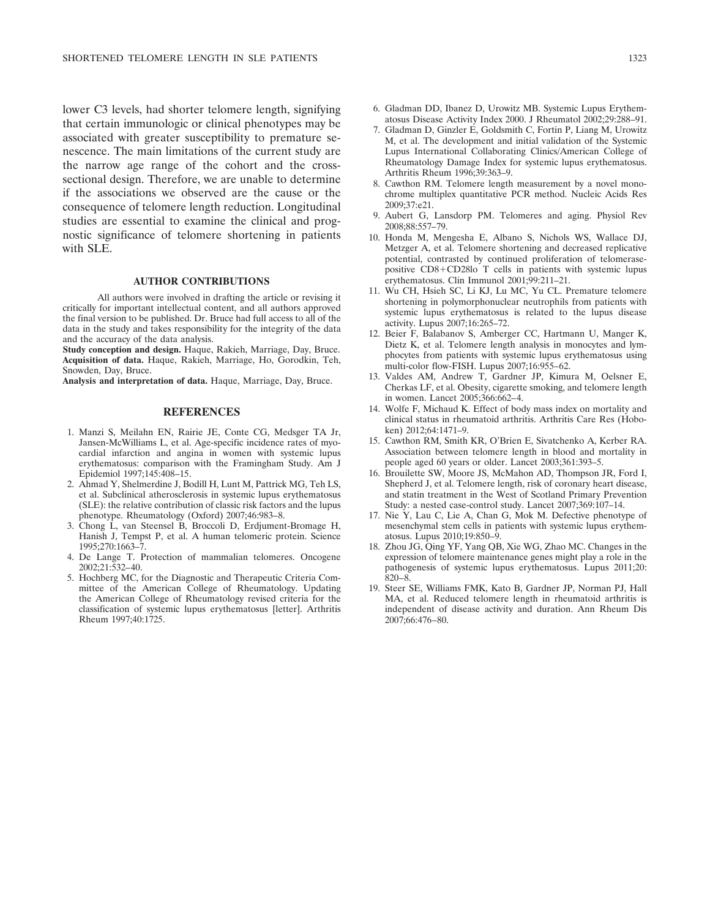lower C3 levels, had shorter telomere length, signifying that certain immunologic or clinical phenotypes may be associated with greater susceptibility to premature senescence. The main limitations of the current study are the narrow age range of the cohort and the cross-sectional design. Therefore, we are unable to determine if the associations we observed are the cause or the consequence of telomere length reduction. Longitudinal studies are essential to examine the clinical and prognostic significance of telomere shortening in patients with SLE.

## AUTHOR CONTRIBUTIONS

All authors were involved in drafting the article or revising it critically for important intellectual content, and all authors approved the final version to be published. Dr. Bruce had full access to all of the data in the study and takes responsibility for the integrity of the data and the accuracy of the data analysis.

**Study conception and design.** Haque, Rakieh, Marriage, Day, Bruce.
**Acquisition of data.** Haque, Rakieh, Marriage, Ho, Gorodkin, Teh, Snowden, Day, Bruce.
**Analysis and interpretation of data.** Haque, Marriage, Day, Bruce.

## REFERENCES

1. Manzi S, Meilahn EN, Rairie JE, Conte CG, Medsger TA Jr, Jansen-McWilliams L, et al. Age-specific incidence rates of myocardial infarction and angina in women with systemic lupus erythematosus: comparison with the Framingham Study. Am J Epidemiol 1997;145:408–15.
2. Ahmad Y, Shelmerdine J, Bodill H, Lunt M, Pattrick MG, Teh LS, et al. Subclinical atherosclerosis in systemic lupus erythematosus (SLE): the relative contribution of classic risk factors and the lupus phenotype. Rheumatology (Oxford) 2007;46:983–8.
3. Chong L, van Steensel B, Broccoli D, Erdjument-Bromage H, Hanish J, Tempst P, et al. A human telomeric protein. Science 1995;270:1663–7.
4. De Lange T. Protection of mammalian telomeres. Oncogene 2002;21:532–40.
5. Hochberg MC, for the Diagnostic and Therapeutic Criteria Committee of the American College of Rheumatology. Updating the American College of Rheumatology revised criteria for the classification of systemic lupus erythematosus [letter]. Arthritis Rheum 1997;40:1725.
6. Gladman DD, Ibanez D, Urowitz MB. Systemic Lupus Erythematosus Disease Activity Index 2000. J Rheumatol 2002;29:288–91.
7. Gladman D, Ginzler E, Goldsmith C, Fortin P, Liang M, Urowitz M, et al. The development and initial validation of the Systemic Lupus International Collaborating Clinics/American College of Rheumatology Damage Index for systemic lupus erythematosus. Arthritis Rheum 1996;39:363–9.
8. Cawthon RM. Telomere length measurement by a novel monochrome multiplex quantitative PCR method. Nucleic Acids Res 2009;37:e21.
9. Aubert G, Lansdorp PM. Telomeres and aging. Physiol Rev 2008;88:557–79.
10. Honda M, Mengesha E, Albano S, Nichols WS, Wallace DJ, Metzger A, et al. Telomere shortening and decreased replicative potential, contrasted by continued proliferation of telomerase-positive CD8+CD28lo T cells in patients with systemic lupus erythematosus. Clin Immunol 2001;99:211–21.
11. Wu CH, Hsieh SC, Li KJ, Lu MC, Yu CL. Premature telomere shortening in polymorphonuclear neutrophils from patients with systemic lupus erythematosus is related to the lupus disease activity. Lupus 2007;16:265–72.
12. Beier F, Balabanov S, Amberger CC, Hartmann U, Manger K, Dietz K, et al. Telomere length analysis in monocytes and lymphocytes from patients with systemic lupus erythematosus using multi-color flow-FISH. Lupus 2007;16:955–62.
13. Valdes AM, Andrew T, Gardner JP, Kimura M, Oelsner E, Cherkas LF, et al. Obesity, cigarette smoking, and telomere length in women. Lancet 2005;366:662–4.
14. Wolfe F, Michaud K. Effect of body mass index on mortality and clinical status in rheumatoid arthritis. Arthritis Care Res (Hoboken) 2012;64:1471–9.
15. Cawthon RM, Smith KR, O'Brien E, Sivatchenko A, Kerber RA. Association between telomere length in blood and mortality in people aged 60 years or older. Lancet 2003;361:393–5.
16. Brouilette SW, Moore JS, McMahon AD, Thompson JR, Ford I, Shepherd J, et al. Telomere length, risk of coronary heart disease, and statin treatment in the West of Scotland Primary Prevention Study: a nested case-control study. Lancet 2007;369:107–14.
17. Nie Y, Lau C, Lie A, Chan G, Mok M. Defective phenotype of mesenchymal stem cells in patients with systemic lupus erythematosus. Lupus 2010;19:850–9.
18. Zhou JG, Qing YF, Yang QB, Xie WG, Zhao MC. Changes in the expression of telomere maintenance genes might play a role in the pathogenesis of systemic lupus erythematosus. Lupus 2011;20:820–8.
19. Steer SE, Williams FMK, Kato B, Gardner JP, Norman PJ, Hall MA, et al. Reduced telomere length in rheumatoid arthritis is independent of disease activity and duration. Ann Rheum Dis 2007;66:476–80.